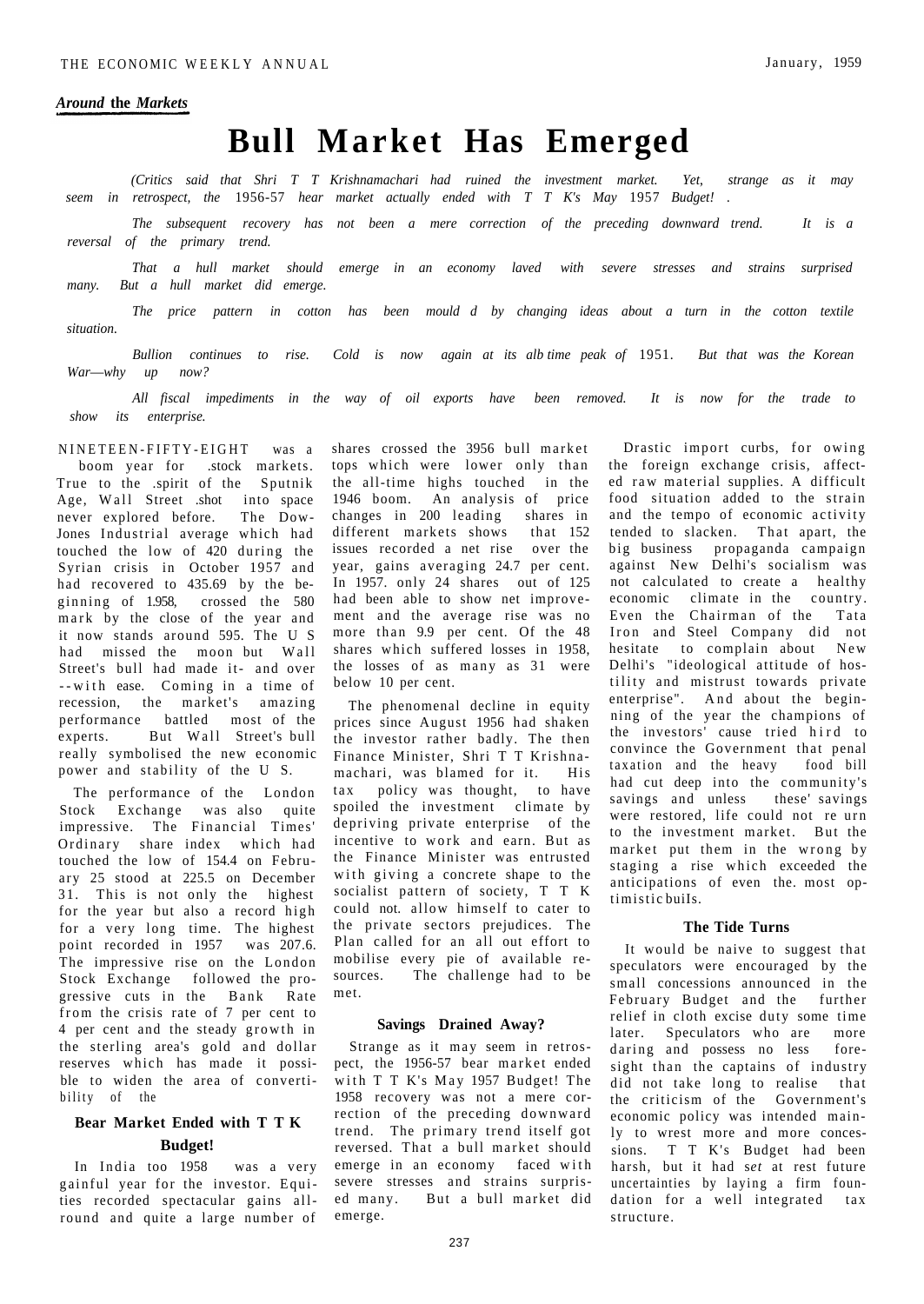*Around* **the** *Markets*

# Bull Market Has Emerged

*(Critics said that Shri T T Krishnamachari had ruined the investment market. Yet, strange as it may seem in retrospect, the* 1956-57 *hear market actually ended with T T K's May* 1957 *Budget!* .

*The subsequent recovery has not been a mere correction of the preceding downward trend. It is a reversal of the primary trend.*

*That a hull market should emerge in an economy laved with severe stresses and strains surprised many. But a hull market did emerge.*

*The price pattern in cotton has been mould d by changing ideas about a turn in the cotton textile situation.*

*Bullion continues to rise. Cold is now again at its alb time peak of* 1951. *But that was the Korean War—why up now?*

*All fiscal impediments in the way of oil exports have been removed. It is now for the trade to show its enterprise.*

NINETEEN-FIFTY-EIGHT was a boom year for .stock markets. True to the .spirit of the Sputnik Age, Wall Street .shot into space never explored before. The Dow-Jones Industrial average which had touched the low of 420 during the Syrian crisis in October 1957 and had recovered to 435.69 by the beginning of 1.958, crossed the 580 mark by the close of the year and it now stands around 595. The U S had missed the moon but Wall Street's bull had made it- and over --with ease. Coming in a time of recession, the market's amazing performance battled most of the experts. But Wall Street's bull really symbolised the new economic power and stability of the U S.

The performance of the London Stock Exchange was also quite impressive. The Financial Times' Ordinary share index which had touched the low of 154.4 on February 25 stood at 225.5 on December 31. This is not only the highest for the year but also a record high for a very long time. The highest point recorded in 1957 was 207.6. The impressive rise on the London Stock Exchange followed the progressive cuts in the Bank Rate from the crisis rate of 7 per cent to 4 per cent and the steady growth in the sterling area's gold and dollar reserves which has made it possible to widen the area of convertibility of the

## Bear Market Ended with T T K Budget!

In India too 1958 was a very gainful year for the investor. Equities recorded spectacular gains all-round and quite a large number of shares crossed the 3956 bull market tops which were lower only than the all-time highs touched in the 1946 boom. An analysis of price changes in 200 leading shares in different markets shows that 152 issues recorded a net rise over the year, gains averaging 24.7 per cent. In 1957. only 24 shares out of 125 had been able to show net improvement and the average rise was no more than 9.9 per cent. Of the 48 shares which suffered losses in 1958, the losses of as many as 31 were below 10 per cent.

The phenomenal decline in equity prices since August 1956 had shaken the investor rather badly. The then Finance Minister, Shri T T Krishnamachari, was blamed for it. His tax policy was thought, to have spoiled the investment climate by depriving private enterprise of the incentive to work and earn. But as the Finance Minister was entrusted with giving a concrete shape to the socialist pattern of society, T T K could not. allow himself to cater to the private sectors prejudices. The Plan called for an all out effort to mobilise every pie of available resources. The challenge had to be met.

### Savings Drained Away?

Strange as it may seem in retrospect, the 1956-57 bear market ended with T T K's May 1957 Budget! The 1958 recovery was not a mere correction of the preceding downward trend. The primary trend itself got reversed. That a bull market should emerge in an economy faced with severe stresses and strains surprised many. But a bull market did emerge.

Drastic import curbs, for owing the foreign exchange crisis, affected raw material supplies. A difficult food situation added to the strain and the tempo of economic activity tended to slacken. That apart, the big business propaganda campaign against New Delhi's socialism was not calculated to create a healthy economic climate in the country. Even the Chairman of the Tata Iron and Steel Company did not hesitate to complain about New Delhi's "ideological attitude of hostility and mistrust towards private enterprise". And about the beginning of the year the champions of the investors' cause tried hird to convince the Government that penal taxation and the heavy food bill had cut deep into the community's savings and unless these' savings were restored, life could not re urn to the investment market. But the market put them in the wrong by staging a rise which exceeded the anticipations of even the. most optimistic buiIs.

### The Tide Turns

It would be naive to suggest that speculators were encouraged by the small concessions announced in the February Budget and the further relief in cloth excise duty some time later. Speculators who are more daring and possess no less foresight than the captains of industry did not take long to realise that the criticism of the Government's economic policy was intended mainly to wrest more and more concessions. T T K's Budget had been harsh, but it had s*et* at rest future uncertainties by laying a firm foundation for a well integrated tax structure.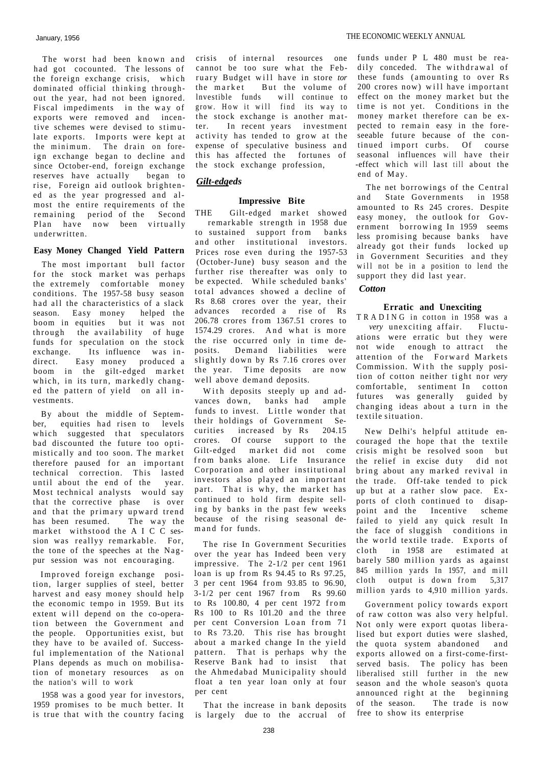The worst had been known and had got cocounted. The lessons of the foreign exchange crisis, which dominated official thinking throughout the year, had not been ignored. Fiscal impediments in the way of exports were removed and incentive schemes were devised to stimulate exports. Imports were kept at the minimum. The drain on foreign exchange began to decline and since October-end, foreign exchange reserves have actually began to rise, Foreign aid outlook brightened as the year progressed and almost the entire requirements of the remaining period of the Second Plan have now been virtually underwritten.

### Easy Money Changed Yield Pattern

The most important bull factor for the stock market was perhaps the extremely comfortable money conditions. The 1957-58 busy season had all the characteristics of a slack season. Easy money helped the boom in equities but it was not through the availability of huge funds for speculation on the stock exchange. Its influence was indirect. Easy money produced a boom in the gilt-edged market which, in its turn, markedly changed the pattern of yield on all investments.

By about the middle of September, equities had risen to levels which suggested that speculators bad discounted the future too optimistically and too soon. The market therefore paused for an important technical correction. This lasted until about the end of the year. Most technical analysts would say that the corrective phase is over and that the primary upward trend has been resumed. The way the market withstood the A I C C session was reallyy remarkable. For, the tone of the speeches at the Nagpur session was not encouraging.

Improved foreign exchange position, larger supplies of steel, better harvest and easy money should help the economic tempo in 1959. But its extent will depend on the co-operation between the Government and the people. Opportunities exist, but they have to be availed of. Successful implementation of the National Plans depends as much on mobilisation of monetary resources as on the nation's will to work

1958 was a good year for investors, 1959 promises to be much better. It is true that with the country facing crisis of internal resources one cannot be too sure what the February Budget will have in store *tor* the market But the volume of lnvestible funds will continue to grow. How it will find its way to the stock exchange is another matter. In recent years investment activity has tended to grow at the expense of speculative business and this has affected the fortunes of the stock exchange profession,

## *Gilt-edgeds*

### Impressive Bite

THE Gilt-edged market showed remarkable strength in 1958 due to sustained support from banks and other institutional investors. Prices rose even during the 1957-53 (October-June) busy season and the further rise thereafter was only to be expected. While scheduled banks' total advances showed a decline of Rs 8.68 crores over the year, their advances recorded a rise of Rs 206.78 crores from 1367.51 crores to 1574.29 crores. And what is more the rise occurred only in time deposits. Demand liabilities were slightly down by Rs 7.16 crores over the year. Time deposits are now well above demand deposits.

With deposits steeply up and advances down, banks had ample funds to invest. Little wonder that their holdings of Government Securities increased by Rs 204.15 crores. Of course support to the Gilt-edged market did not come from banks alone. Life Insurance Corporation and other institutional investors also played an important part. That is why, the market has continued to hold firm despite selling by banks in the past few weeks because of the rising seasonal demand for funds.

The rise In Government Securities over the year has Indeed been very impressive. The 2-1/2 per cent 1961 loan is up from Rs 94.45 to Rs 97.25, 3 per cent 1964 from 93.85 to 96.90, 3-1/2 per cent 1967 from Rs 99.60 to Rs 100.80, 4 per cent 1972 from Rs 100 to Rs 101.20 and the three per cent Conversion Loan from 71 to Rs 73.20. This rise has brought about a marked change In the yield pattern. That is perhaps why the Reserve Bank had to insist that the Ahmedabad Municipality should float a ten year loan only at four per cent

That the increase in bank deposits is largely due to the accrual of funds under P L 480 must be readily conceded. The withdrawal of these funds (amounting to over Rs 200 crores now) will have important effect on the money market but the time is not yet. Conditions in the money market therefore can be expected to remain easy in the foreseeable future because of the continued import curbs. Of course seasonal influences will have their -effect which will last till about the end of May.

The net borrowings of the Central and State Governments in 1958 amounted to Rs 245 crores. Despite easy money, the outlook for Government borrowing In 1959 seems less promising because banks have already got their funds locked up in Government Securities and they will not be in a position to lend the support they did last year.

## *Cotton*

### Erratic and Unexciting

TRADING in cotton in 1958 was a *very* unexciting affair. Fluctuations were erratic but they were not wide enough to attract the attention of the Forward Markets Commission. With the supply position of cotton neither tight nor *very* comfortable, sentiment In cotton futures was generally guided by changing ideas about a turn in the textile situation.

New Delhi's helpful attitude encouraged the hope that the textile crisis might be resolved soon but the relief in excise duty did not bring about any marked revival in the trade. Off-take tended to pick up but at a rather slow pace. Exports of cloth continued to disappoint and the Incentive scheme failed to yield any quick result In the face of sluggish conditions in the world textile trade. Exports of cloth in 1958 are estimated at barely 580 million yards as against 845 million yards In 1957, and mill cloth output is down from 5,317 million yards to 4,910 million yards.

Government policy towards export of raw cotton was also very helpful. Not only were export quotas liberalised but export duties were slashed, the quota system abandoned and exports allowed on a first-come-first-served basis. The policy has been liberalised still further in the new season and the whole season's quota announced right at the beginning of the season. The trade is now free to show its enterprise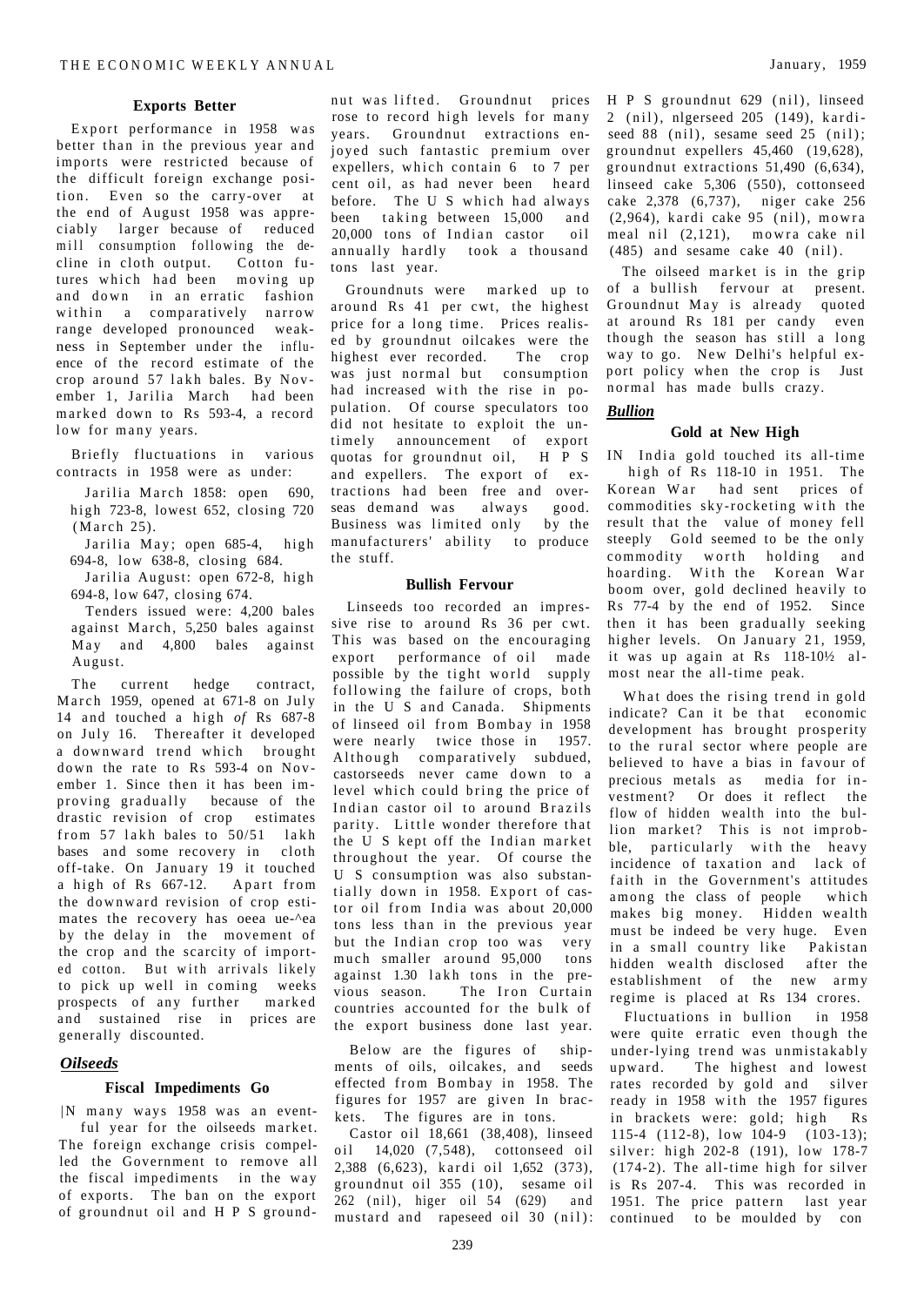### Exports Better

Export performance in 1958 was better than in the previous year and imports were restricted because of the difficult foreign exchange position. Even so the carry-over at the end of August 1958 was appreciably larger because of reduced mill consumption following the decline in cloth output. Cotton futures which had been moving up and down in an erratic fashion within a comparatively narrow range developed pronounced weakness in September under the influence of the record estimate of the crop around 57 lakh bales. By November 1, Jarilia March had been marked down to Rs 593-4, a record low for many years.

Briefly fluctuations in various contracts in 1958 were as under:

Jarilia March 1858: open 690, high 723-8, lowest 652, closing 720 (March 25).

Jarilia May; open 685-4, high 694-8, low 638-8, closing 684.

Jarilia August: open 672-8, high 694-8, low 647, closing 674.

Tenders issued were: 4,200 bales against March, 5,250 bales against May and 4,800 bales against August.

The current hedge contract, March 1959, opened at 671-8 on July 14 and touched a high *of* Rs 687-8 on July 16. Thereafter it developed a downward trend which brought down the rate to Rs 593-4 on November 1. Since then it has been improving gradually because of the drastic revision of crop estimates from 57 lakh bales to 50/51 lakh bases and some recovery in cloth off-take. On January 19 it touched a high of Rs 667-12. Apart from the downward revision of crop estimates the recovery has oeea ue-^ea by the delay in the movement of the crop and the scarcity of imported cotton. But with arrivals likely to pick up well in coming weeks prospects of any further marked and sustained rise in prices are generally discounted.

## *Oilseeds*

### Fiscal Impediments Go

IN many ways 1958 was an eventful year for the oilseeds market. The foreign exchange crisis compelled the Government to remove all the fiscal impediments in the way of exports. The ban on the export of groundnut oil and H P S groundnut was lifted. Groundnut prices rose to record high levels for many years. Groundnut extractions enjoyed such fantastic premium over expellers, which contain 6 to 7 per cent oil, as had never been heard before. The U S which had always been taking between 15,000 and 20,000 tons of Indian castor oil annually hardly took a thousand tons last year.

Groundnuts were marked up to around Rs 41 per cwt, the highest price for a long time. Prices realised by groundnut oilcakes were the highest ever recorded. The crop was just normal but consumption had increased with the rise in population. Of course speculators too did not hesitate to exploit the untimely announcement of export quotas for groundnut oil, H P S and expellers. The export of extractions had been free and overseas demand was always good. Business was limited only by the manufacturers' ability to produce the stuff.

### Bullish Fervour

Linseeds too recorded an impressive rise to around Rs 36 per cwt. This was based on the encouraging export performance of oil made possible by the tight world supply following the failure of crops, both in the U S and Canada. Shipments of linseed oil from Bombay in 1958 were nearly twice those in 1957. Although comparatively subdued, castorseeds never came down to a level which could bring the price of Indian castor oil to around Brazils parity. Little wonder therefore that the U S kept off the Indian market throughout the year. Of course the U S consumption was also substantially down in 1958. Export of castor oil from India was about 20,000 tons less than in the previous year but the Indian crop too was very much smaller around 95,000 tons against 1.30 lakh tons in the previous season. The Iron Curtain countries accounted for the bulk of the export business done last year.

Below are the figures of shipments of oils, oilcakes, and seeds effected from Bombay in 1958. The figures for 1957 are given In brackets. The figures are in tons.

Castor oil 18,661 (38,408), linseed oil 14,020 (7,548), cottonseed oil 2,388 (6,623), kardi oil 1,652 (373), groundnut oil 355 (10), sesame oil 262 (nil), higer oil 54 (629) and mustard and rapeseed oil 30 (nil): H P S groundnut 629 (nil), linseed 2 (nil), nlgerseed 205 (149), kardiseed 88 (nil), sesame seed 25 (nil); groundnut expellers 45,460 (19,628), groundnut extractions 51,490 (6,634), linseed cake 5,306 (550), cottonseed cake 2,378 (6,737), niger cake 256 (2,964), kardi cake 95 (nil), mowra meal nil (2,121), mowra cake nil (485) and sesame cake 40 (nil).

The oilseed market is in the grip of a bullish fervour at present. Groundnut May is already quoted at around Rs 181 per candy even though the season has still a long way to go. New Delhi's helpful export policy when the crop is Just normal has made bulls crazy.

## *Bullion*

### Gold at New High

IN India gold touched its all-time high of Rs 118-10 in 1951. The Korean War had sent prices of commodities sky-rocketing with the result that the value of money fell steeply Gold seemed to be the only commodity worth holding and hoarding. With the Korean War boom over, gold declined heavily to Rs 77-4 by the end of 1952. Since then it has been gradually seeking higher levels. On January 21, 1959, it was up again at Rs 118-10½ almost near the all-time peak.

What does the rising trend in gold indicate? Can it be that economic development has brought prosperity to the rural sector where people are believed to have a bias in favour of precious metals as media for investment? Or does it reflect the flow of hidden wealth into the bullion market? This is not improbable, particularly with the heavy incidence of taxation and lack of faith in the Government's attitudes among the class of people which makes big money. Hidden wealth must be indeed be very huge. Even in a small country like Pakistan hidden wealth disclosed after the establishment of the new army regime is placed at Rs 134 crores.

Fluctuations in bullion in 1958 were quite erratic even though the under-lying trend was unmistakably upward. The highest and lowest rates recorded by gold and silver ready in 1958 with the 1957 figures in brackets were: gold; high Rs 115-4 (112-8), low 104-9 (103-13); silver: high 202-8 (191), low 178-7 (174-2). The all-time high for silver is Rs 207-4. This was recorded in 1951. The price pattern last year continued to be moulded by con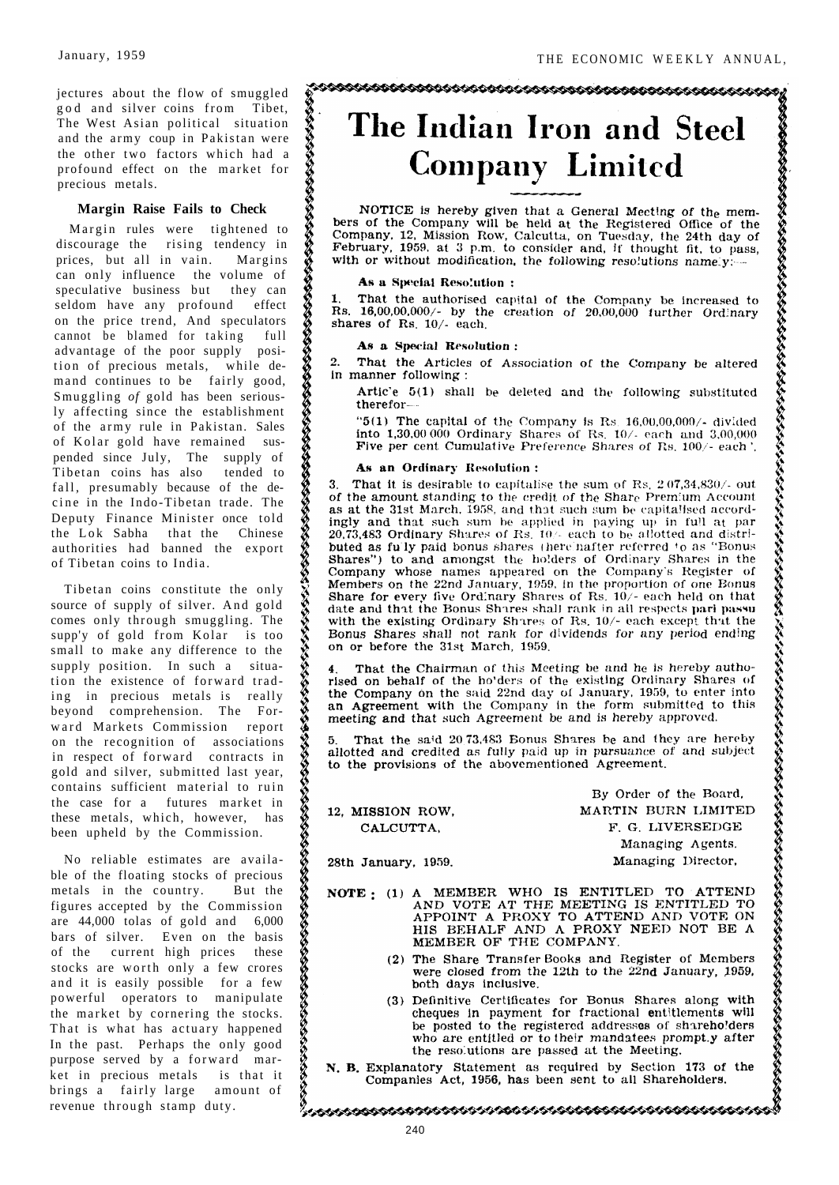jectures about the flow of smuggled god and silver coins from Tibet, The West Asian political situation and the army coup in Pakistan were the other two factors which had a profound effect on the market for precious metals.

### Margin Raise Fails to Check

Margin rules were tightened to discourage the rising tendency in prices, but all in vain. Margins can only influence the volume of speculative business but they can seldom have any profound effect on the price trend, And speculators cannot be blamed for taking full advantage of the poor position of precious metals, while demand continues to be fairly good, Smuggling *of* gold has been seriously affecting since the establishment of the army rule in Pakistan. Sales of Kolar gold have remained suspended since July, The supply of Tibetan coins has also tended to fall, presumably because of the decine in the Indo-Tibetan trade. The Deputy Finance Minister once told the Lok Sabha that the Chinese authorities had banned the export of Tibetan coins to India.

Tibetan coins constitute the only source of supply of silver. And gold comes only through smuggling. The supp'y of gold from Kolar is too small to make any difference to the supply position. In such a situation the existence of forward trading in precious metals is really beyond comprehension. The Forward Markets Commission report on the recognition of associations in respect of forward contracts in gold and silver, submitted last year, contains sufficient material to ruin the case for a futures market in these metals, which, however, has been upheld by the Commission.

No reliable estimates are available of the floating stocks of precious metals in the country. But the figures accepted by the Commission are 44,000 tolas of gold and 6,000 bars of silver. Even on the basis of the current high prices these stocks are worth only a few crores and it is easily possible for a few powerful operators to manipulate the market by cornering the stocks. That is what has actuary happened In the past. Perhaps the only good purpose served by a forward market in precious metals is that it brings a fairly large amount of revenue through stamp duty.

# The Indian Iron and Steel Company Limited

NOTICE is hereby given that a General Meeting of the members of the Company will be held at the Registered Office of the Company, 12, Mission Row, Calcutta, on Tuesday, the 24th day of February, 1959, at 3 p.m. to consider and, if thought fit, to pass, with or without modification, the following resolutions namely:—

**As a Special Resolution :**

1. That the authorised capital of the Company be increased to Rs. 16,00,00,000/- by the creation of 20,00,000 further Ordinary shares of Rs. 10/- each.

**As a Special Resolution :**

2. That the Articles of Association of the Company be altered in manner following :

Article 5(1) shall be deleted and the following substituted therefor—

"5(1) The capital of the Company is Rs. 16,00,00,000/- divided into 1,30,00 000 Ordinary Shares of Rs. 10/- each and 3,00,000 Five per cent Cumulative Preference Shares of Rs. 100/- each".

**As an Ordinary Resolution :**

3. That it is desirable to capitalise the sum of Rs. 2 07,34,830/- out of the amount standing to the credit of the Share Premium Account as at the 31st March, 1958, and that such sum be capitalised accordingly and that such sum be applied in paying up in full at par 20,73,483 Ordinary Shares of Rs. 10/- each to be allotted and distributed as fully paid bonus shares (hereinafter referred to as "Bonus Shares") to and amongst the holders of Ordinary Shares in the Company whose names appeared on the Company's Register of Members on the 22nd January, 1959, in the proportion of one Bonus Share for every five Ordinary Shares of Rs. 10/- each held on that date and that the Bonus Shares shall rank in all respects **pari passu** with the existing Ordinary Shares of Rs. 10/- each except that the Bonus Shares shall not rank for dividends for any period ending on or before the 31st March, 1959.

4. That the Chairman of this Meeting be and he is hereby authorised on behalf of the holders of the existing Ordinary Shares of the Company on the said 22nd day of January, 1959, to enter into an Agreement with the Company in the form submitted to this meeting and that such Agreement be and is hereby approved.

5. That the said 20 73,483 Bonus Shares be and they are hereby allotted and credited as fully paid up in pursuance of and subject to the provisions of the abovementioned Agreement.

12, MISSION ROW,
CALCUTTA,

28th January, 1959.

By Order of the Board,
MARTIN BURN LIMITED
F. G. LIVERSEDGE
Managing Agents.
Managing Director,

**NOTE :** (1) A MEMBER WHO IS ENTITLED TO ATTEND AND VOTE AT THE MEETING IS ENTITLED TO APPOINT A PROXY TO ATTEND AND VOTE ON HIS BEHALF AND A PROXY NEED NOT BE A MEMBER OF THE COMPANY.

(2) The Share Transfer Books and Register of Members were closed from the 12th to the 22nd January, 1959, both days inclusive.

(3) Definitive Certificates for Bonus Shares along with cheques in payment for fractional entitlements will be posted to the registered addresses of shareholders who are entitled or to their mandatees promptly after the resolutions are passed at the Meeting.

**N. B.** Explanatory Statement as required by Section 173 of the Companies Act, 1956, has been sent to all Shareholders.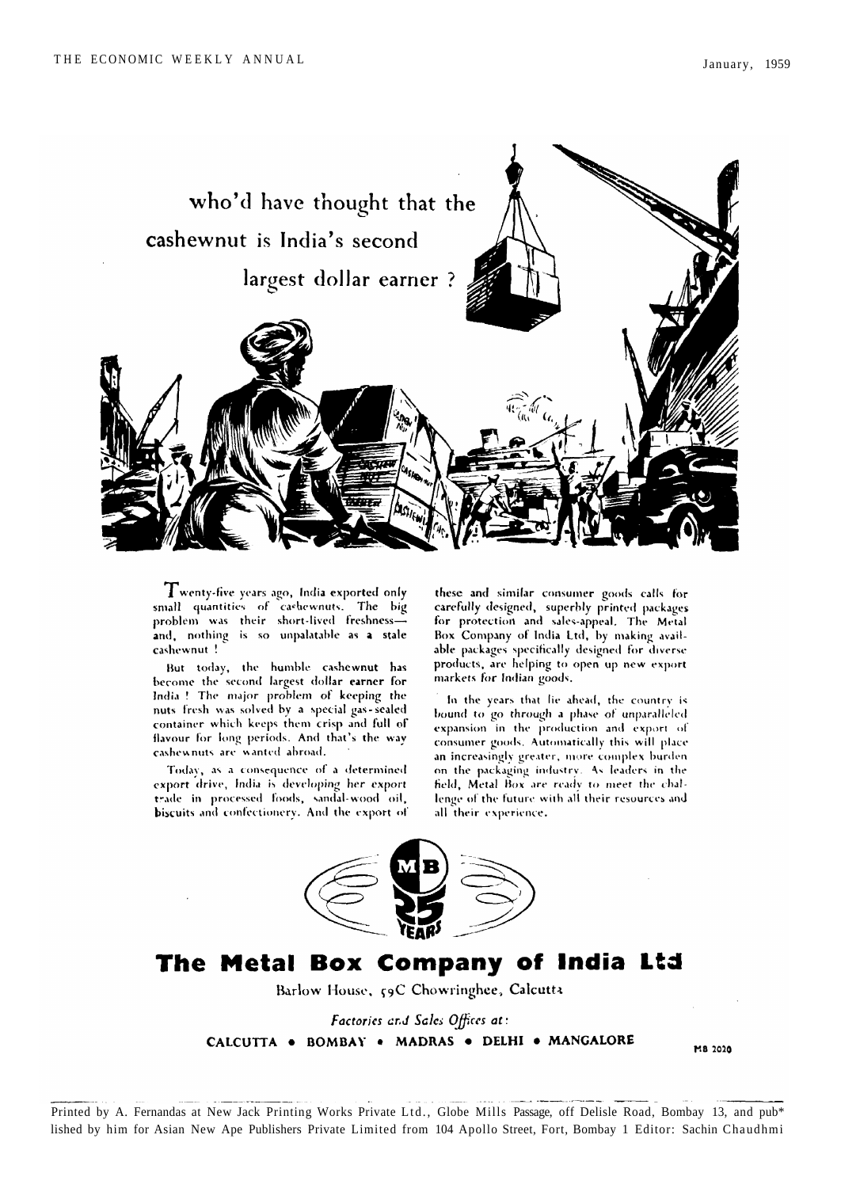who'd have thought that the cashewnut is India's second largest dollar earner ?

Twenty-five years ago, India exported only small quantities of cashewnuts. The big problem was their short-lived freshness—and, nothing is so unpalatable as a stale cashewnut !

But today, the humble cashewnut has become the second largest dollar earner for India ! The major problem of keeping the nuts fresh was solved by a special gas-sealed container which keeps them crisp and full of flavour for long periods. And that's the way cashewnuts are wanted abroad.

Today, as a consequence of a determined export drive, India is developing her export trade in processed foods, sandal-wood oil, biscuits and confectionery. And the export of these and similar consumer goods calls for carefully designed, superbly printed packages for protection and sales-appeal. The Metal Box Company of India Ltd, by making available packages specifically designed for diverse products, are helping to open up new export markets for Indian goods.

In the years that lie ahead, the country is bound to go through a phase of unparalleled expansion in the production and export of consumer goods. Automatically this will place an increasingly greater, more complex burden on the packaging industry. As leaders in the field, Metal Box are ready to meet the challenge of the future with all their resources and all their experience.

MB 25 YEARS

# The Metal Box Company of India Ltd

Barlow House, 59C Chowringhee, Calcutta

*Factories and Sales Offices at:*

CALCUTTA • BOMBAY • MADRAS • DELHI • MANGALORE

MB 2020

Printed by A. Fernandas at New Jack Printing Works Private Ltd., Globe Mills Passage, off Delisle Road, Bombay 13, and pub* lished by him for Asian New Ape Publishers Private Limited from 104 Apollo Street, Fort, Bombay 1 Editor: Sachin Chaudhmi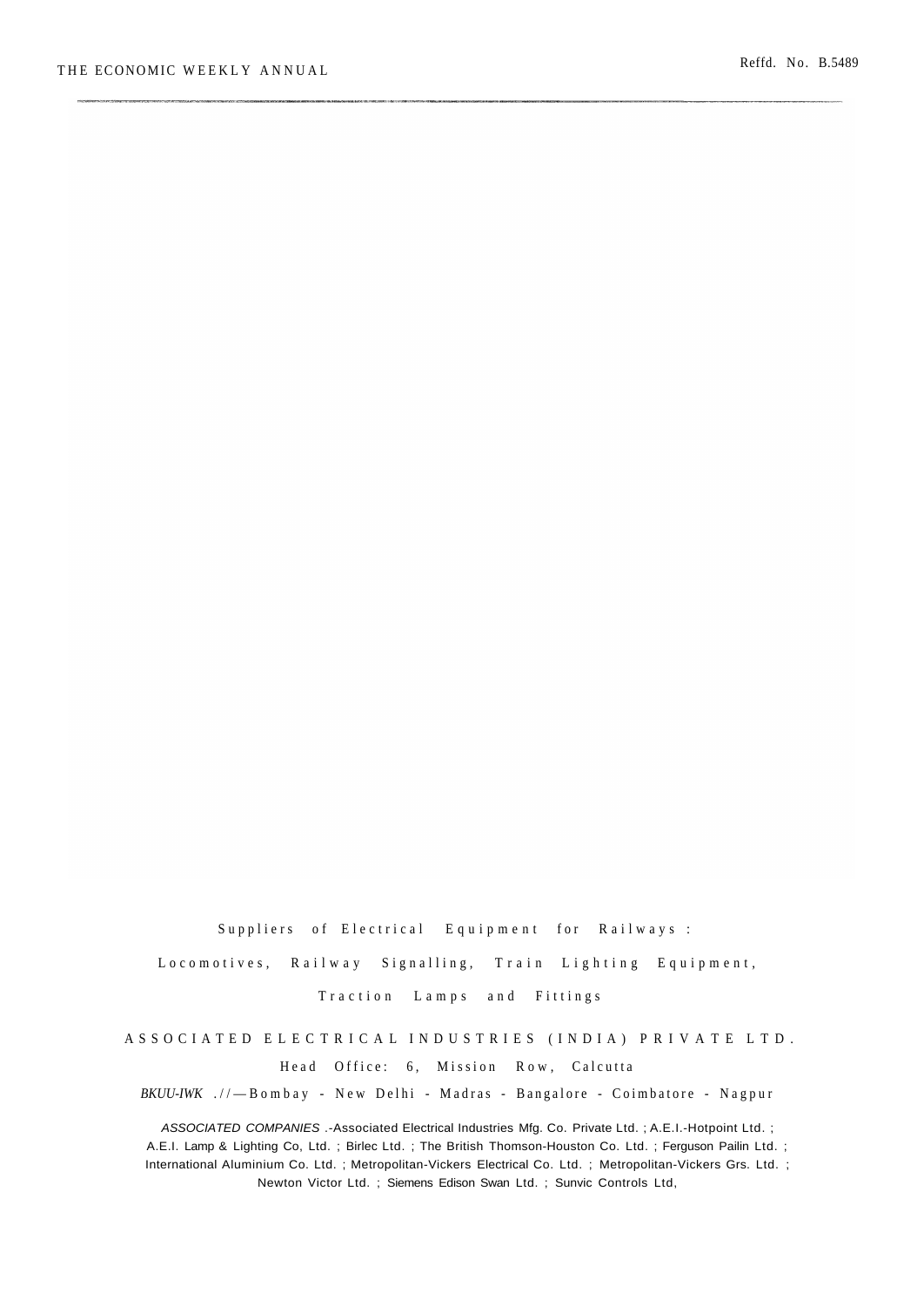Reffd. No. B.5489

Suppliers of Electrical Equipment for Railways:

Locomotives, Railway Signalling, Train Lighting Equipment,

Traction Lamps and Fittings

ASSOCIATED ELECTRICAL INDUSTRIES (INDIA) PRIVATE LTD.

Head Office: 6, Mission Row, Calcutta

*BKUU-IWK* .//—Bombay - New Delhi - Madras - Bangalore - Coimbatore - Nagpur

*ASSOCIATED COMPANIES* .-Associated Electrical Industries Mfg. Co. Private Ltd. ; A.E.I.-Hotpoint Ltd. ; A.E.I. Lamp & Lighting Co, Ltd. ; Birlec Ltd. ; The British Thomson-Houston Co. Ltd. ; Ferguson Pailin Ltd. ; International Aluminium Co. Ltd. ; Metropolitan-Vickers Electrical Co. Ltd. ; Metropolitan-Vickers Grs. Ltd. ; Newton Victor Ltd. ; Siemens Edison Swan Ltd. ; Sunvic Controls Ltd,